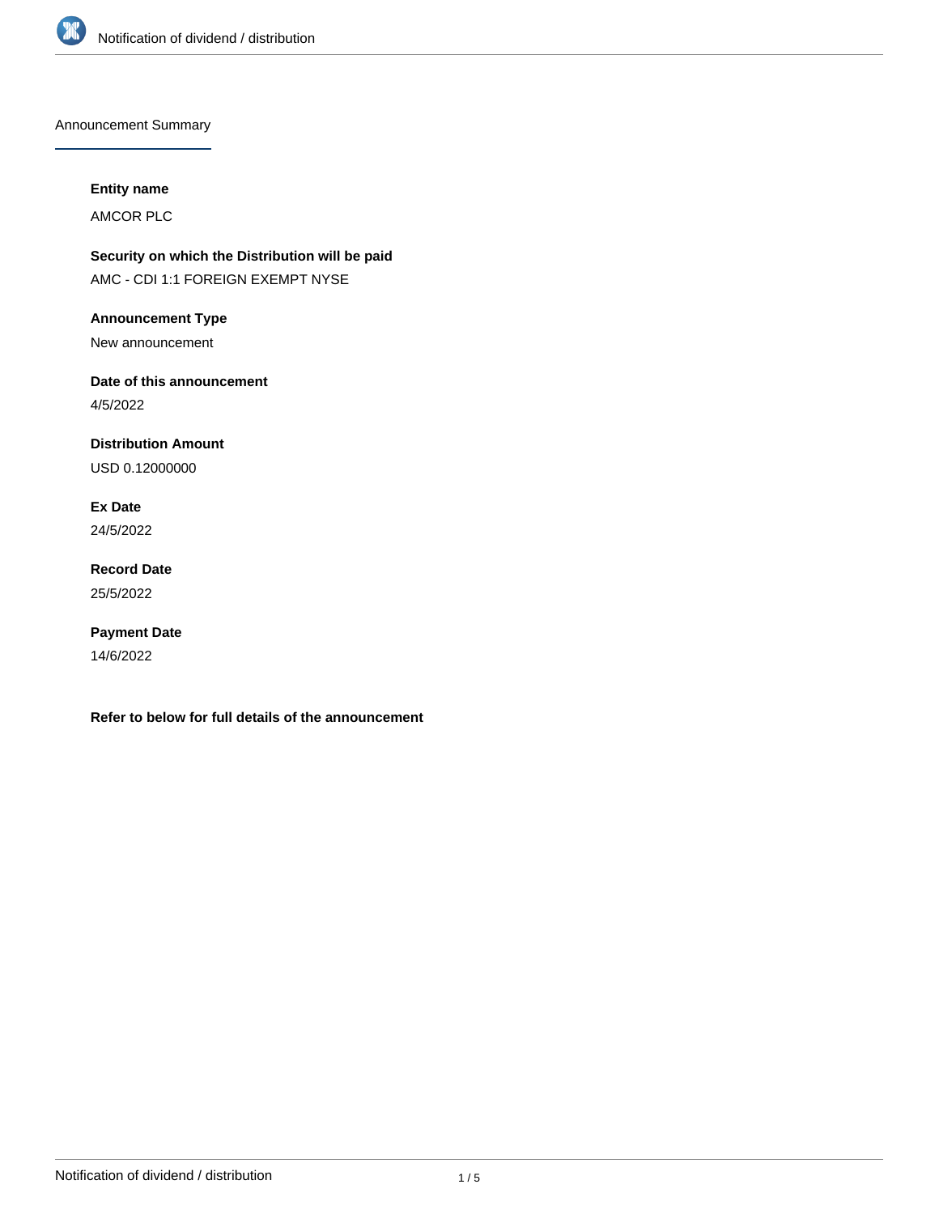## Announcement Summary

**Entity name**

AMCOR PLC

**Security on which the Distribution will be paid**

AMC - CDI 1:1 FOREIGN EXEMPT NYSE

**Announcement Type**

New announcement

**Date of this announcement**

4/5/2022

**Distribution Amount**

USD 0.12000000

**Ex Date**

24/5/2022

**Record Date**

25/5/2022

**Payment Date**

14/6/2022

**Refer to below for full details of the announcement**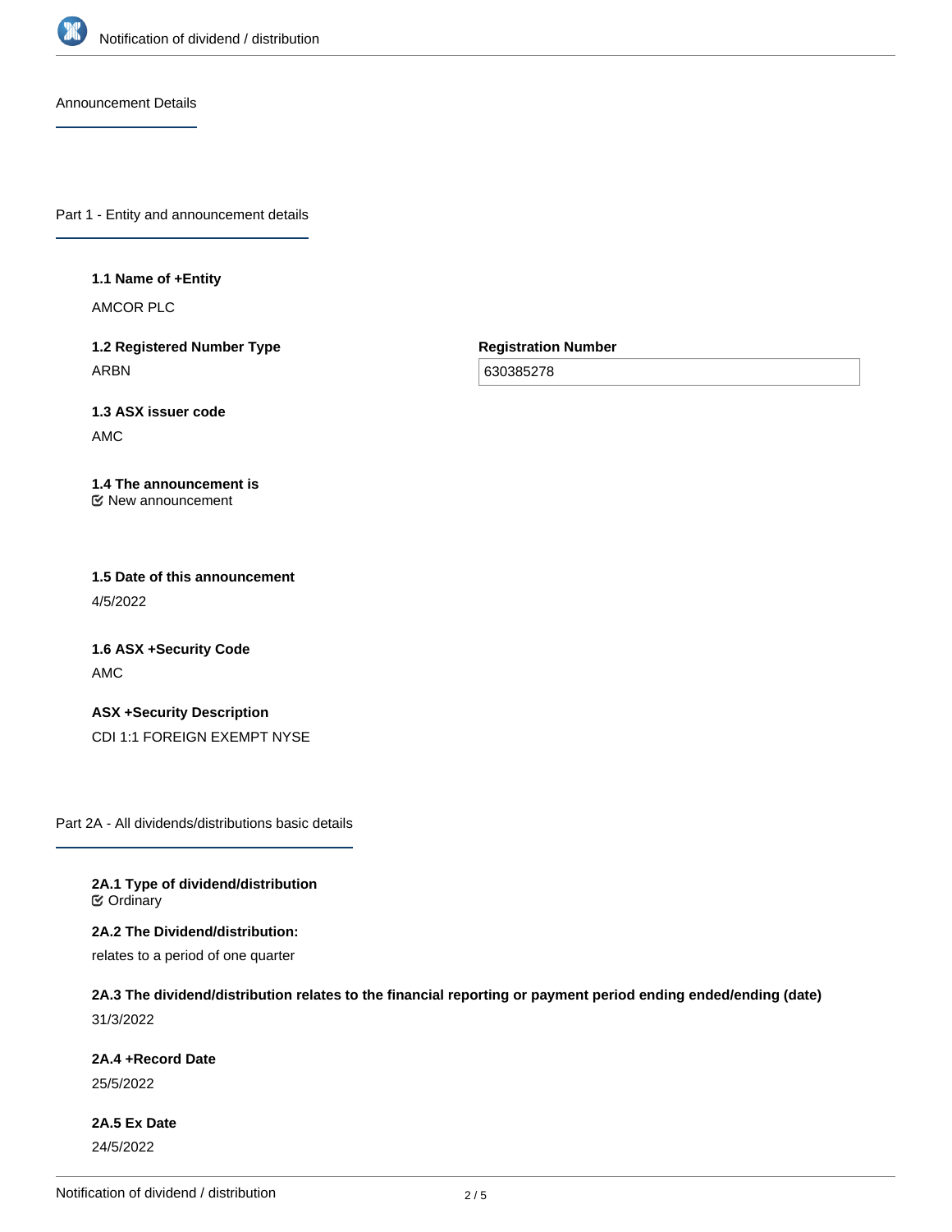## Announcement Details

## Part 1 - Entity and announcement details

**1.1 Name of +Entity**

AMCOR PLC

**1.2 Registered Number Type**

ARBN

**Registration Number**

630385278

**1.3 ASX issuer code**

AMC

**1.4 The announcement is**

☑ New announcement

**1.5 Date of this announcement**

4/5/2022

**1.6 ASX +Security Code**

AMC

**ASX +Security Description**

CDI 1:1 FOREIGN EXEMPT NYSE

## Part 2A - All dividends/distributions basic details

**2A.1 Type of dividend/distribution**

☑ Ordinary

**2A.2 The Dividend/distribution:**

relates to a period of one quarter

**2A.3 The dividend/distribution relates to the financial reporting or payment period ending ended/ending (date)**

31/3/2022

**2A.4 +Record Date**

25/5/2022

**2A.5 Ex Date**

24/5/2022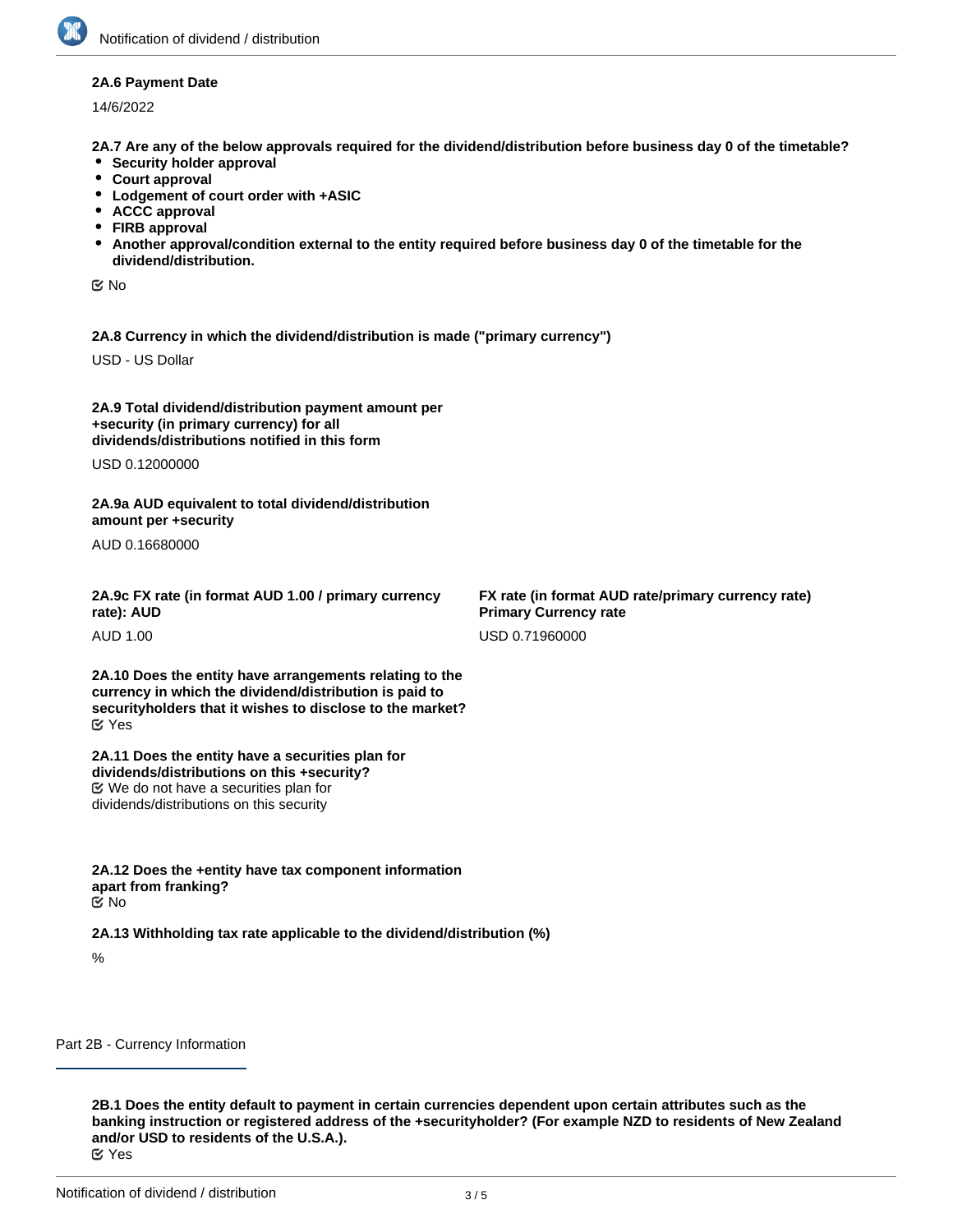**2A.6 Payment Date**

14/6/2022

**2A.7 Are any of the below approvals required for the dividend/distribution before business day 0 of the timetable?**

- **Security holder approval**
- **Court approval**
- **Lodgement of court order with +ASIC**
- **ACCC approval**
- **FIRB approval**
- **Another approval/condition external to the entity required before business day 0 of the timetable for the dividend/distribution.**

☑ No

**2A.8 Currency in which the dividend/distribution is made ("primary currency")**

USD - US Dollar

**2A.9 Total dividend/distribution payment amount per +security (in primary currency) for all dividends/distributions notified in this form**

USD 0.12000000

**2A.9a AUD equivalent to total dividend/distribution amount per +security**

AUD 0.16680000

**2A.9c FX rate (in format AUD 1.00 / primary currency rate): AUD**

AUD 1.00

**FX rate (in format AUD rate/primary currency rate) Primary Currency rate**

USD 0.71960000

**2A.10 Does the entity have arrangements relating to the currency in which the dividend/distribution is paid to securityholders that it wishes to disclose to the market?**
☑ Yes

**2A.11 Does the entity have a securities plan for dividends/distributions on this +security?**
☑ We do not have a securities plan for dividends/distributions on this security

**2A.12 Does the +entity have tax component information apart from franking?**
☑ No

**2A.13 Withholding tax rate applicable to the dividend/distribution (%)**

%

## Part 2B - Currency Information

**2B.1 Does the entity default to payment in certain currencies dependent upon certain attributes such as the banking instruction or registered address of the +securityholder? (For example NZD to residents of New Zealand and/or USD to residents of the U.S.A.).**
☑ Yes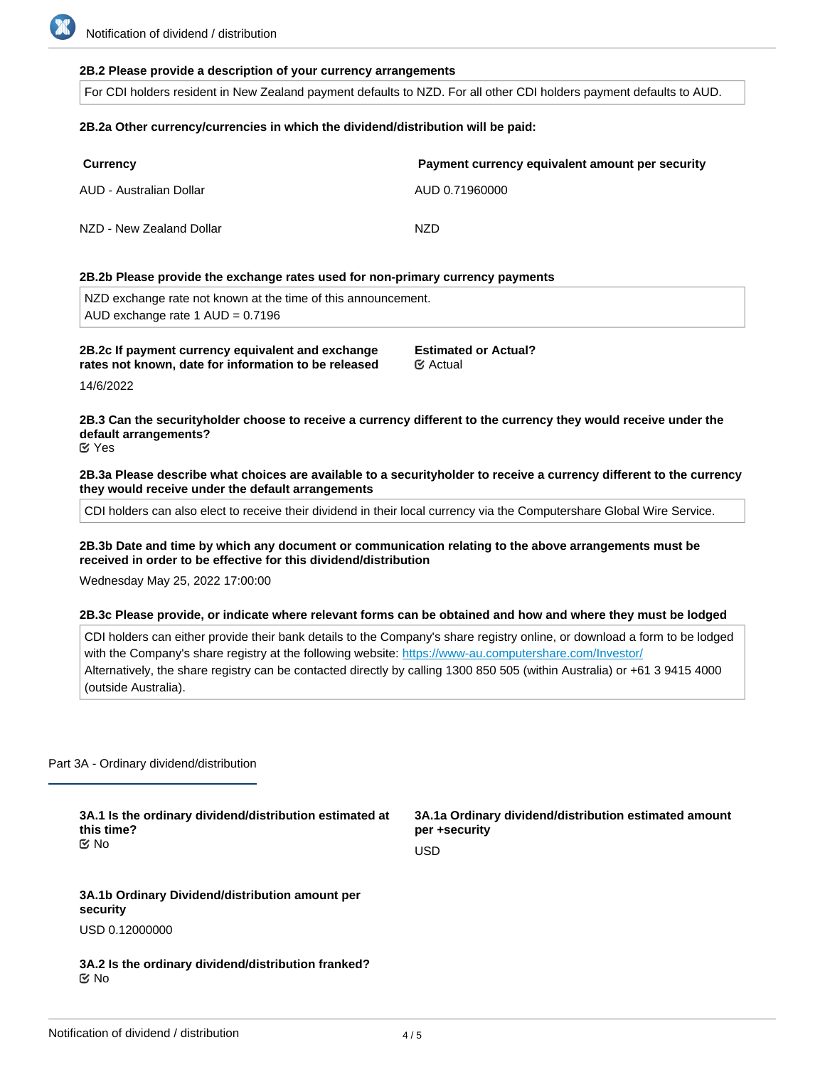**2B.2 Please provide a description of your currency arrangements**

For CDI holders resident in New Zealand payment defaults to NZD. For all other CDI holders payment defaults to AUD.

**2B.2a Other currency/currencies in which the dividend/distribution will be paid:**

| Currency | Payment currency equivalent amount per security |
|---|---|
| AUD - Australian Dollar | AUD 0.71960000 |
| NZD - New Zealand Dollar | NZD |

**2B.2b Please provide the exchange rates used for non-primary currency payments**

NZD exchange rate not known at the time of this announcement.
AUD exchange rate 1 AUD = 0.7196

**2B.2c If payment currency equivalent and exchange rates not known, date for information to be released**

14/6/2022

**Estimated or Actual?**

Actual

**2B.3 Can the securityholder choose to receive a currency different to the currency they would receive under the default arrangements?**

Yes

**2B.3a Please describe what choices are available to a securityholder to receive a currency different to the currency they would receive under the default arrangements**

CDI holders can also elect to receive their dividend in their local currency via the Computershare Global Wire Service.

**2B.3b Date and time by which any document or communication relating to the above arrangements must be received in order to be effective for this dividend/distribution**

Wednesday May 25, 2022 17:00:00

**2B.3c Please provide, or indicate where relevant forms can be obtained and how and where they must be lodged**

CDI holders can either provide their bank details to the Company's share registry online, or download a form to be lodged with the Company's share registry at the following website: https://www-au.computershare.com/Investor/
Alternatively, the share registry can be contacted directly by calling 1300 850 505 (within Australia) or +61 3 9415 4000 (outside Australia).

## Part 3A - Ordinary dividend/distribution

**3A.1 Is the ordinary dividend/distribution estimated at this time?**

No

**3A.1a Ordinary dividend/distribution estimated amount per +security**

USD

**3A.1b Ordinary Dividend/distribution amount per security**

USD 0.12000000

**3A.2 Is the ordinary dividend/distribution franked?**

No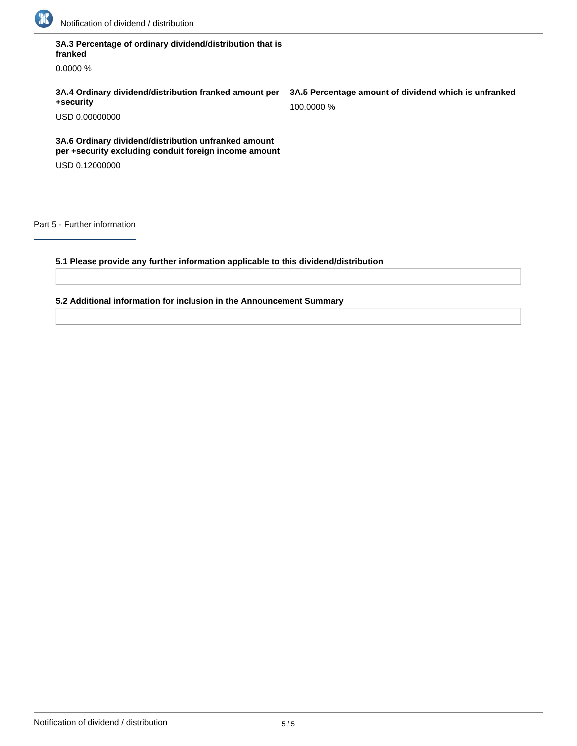**3A.3 Percentage of ordinary dividend/distribution that is franked**

0.0000 %

**3A.4 Ordinary dividend/distribution franked amount per +security**

USD 0.00000000

**3A.5 Percentage amount of dividend which is unfranked**

100.0000 %

**3A.6 Ordinary dividend/distribution unfranked amount per +security excluding conduit foreign income amount**

USD 0.12000000

## Part 5 - Further information

**5.1 Please provide any further information applicable to this dividend/distribution**

**5.2 Additional information for inclusion in the Announcement Summary**